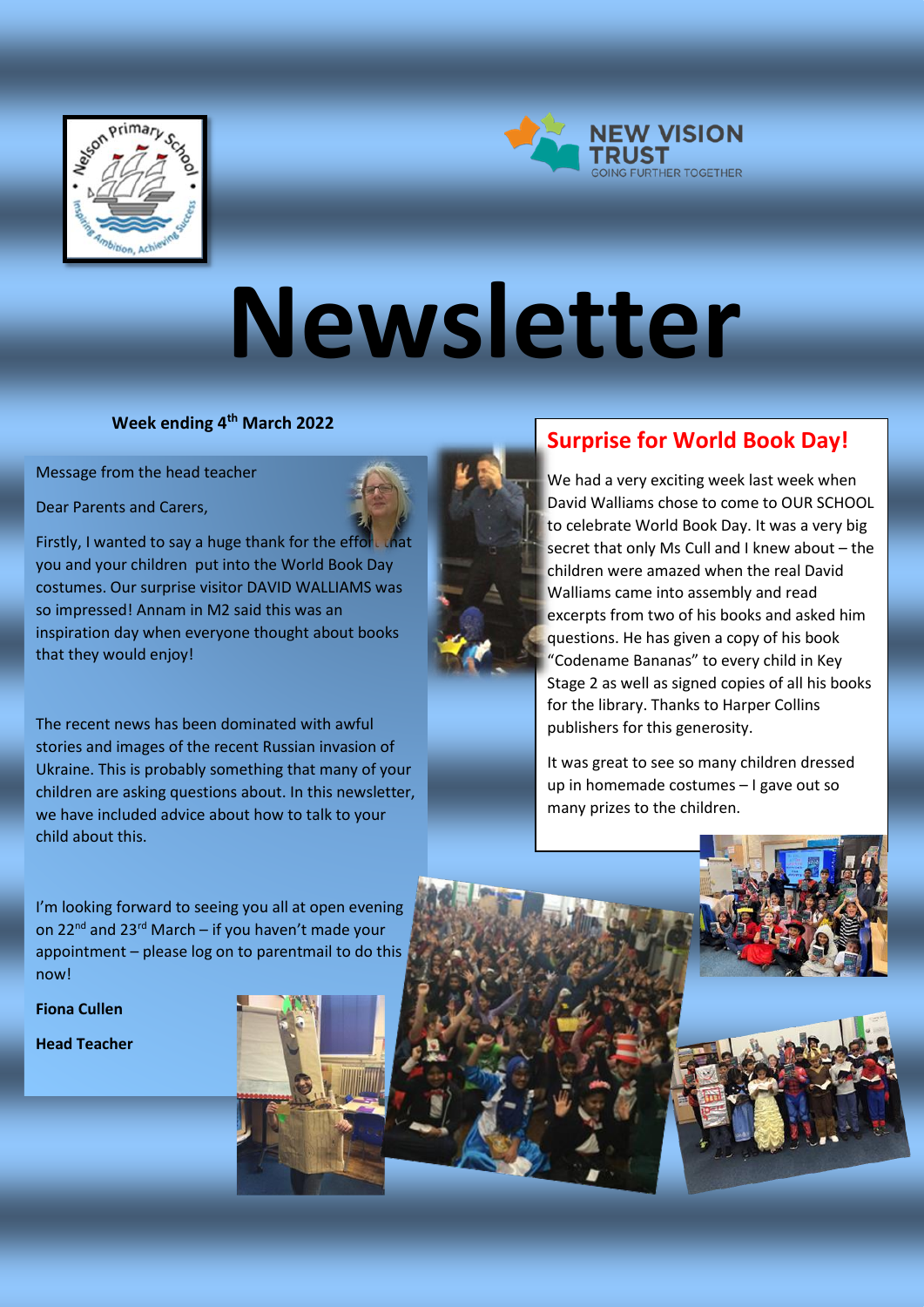# Newsletter

**Week ending 4th March 2022**

Message from the head teacher

Dear Parents and Carers,

Firstly, I wanted to say a huge thank for the effort that you and your children put into the World Book Day costumes. Our surprise visitor DAVID WALLIAMS was so impressed! Annam in M2 said this was an inspiration day when everyone thought about books that they would enjoy!

The recent news has been dominated with awful stories and images of the recent Russian invasion of Ukraine. This is probably something that many of your children are asking questions about. In this newsletter, we have included advice about how to talk to your child about this.

I'm looking forward to seeing you all at open evening on 22nd and 23rd March – if you haven't made your appointment – please log on to parentmail to do this now!

**Fiona Cullen**

**Head Teacher**

## Surprise for World Book Day!

We had a very exciting week last week when David Walliams chose to come to OUR SCHOOL to celebrate World Book Day. It was a very big secret that only Ms Cull and I knew about – the children were amazed when the real David Walliams came into assembly and read excerpts from two of his books and asked him questions. He has given a copy of his book "Codename Bananas" to every child in Key Stage 2 as well as signed copies of all his books for the library. Thanks to Harper Collins publishers for this generosity.

It was great to see so many children dressed up in homemade costumes – I gave out so many prizes to the children.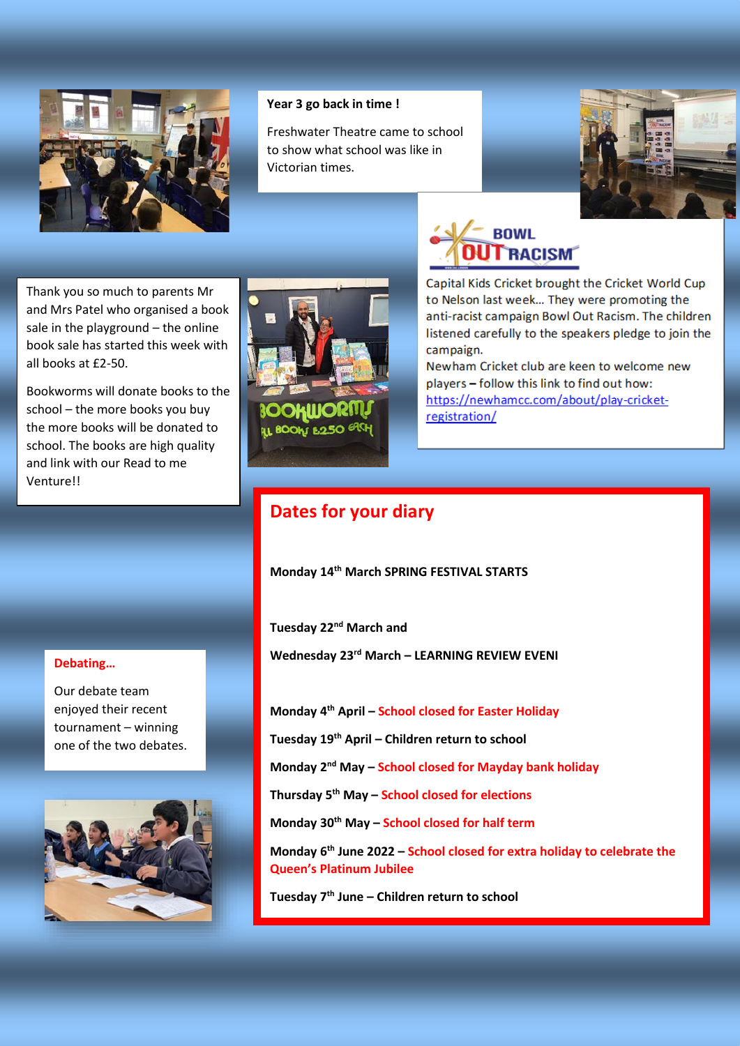### Year 3 go back in time !

Freshwater Theatre came to school to show what school was like in Victorian times.

BOWL OUT RACISM

Capital Kids Cricket brought the Cricket World Cup to Nelson last week… They were promoting the anti-racist campaign Bowl Out Racism. The children listened carefully to the speakers pledge to join the campaign.

Newham Cricket club are keen to welcome new players – follow this link to find out how: https://newhamcc.com/about/play-cricket-registration/

Thank you so much to parents Mr and Mrs Patel who organised a book sale in the playground – the online book sale has started this week with all books at £2-50.

Bookworms will donate books to the school – the more books you buy the more books will be donated to school. The books are high quality and link with our Read to me Venture!!

BOOKWORMS
ALL BOOKS £2.50 EACH

## Dates for your diary

**Monday 14th March SPRING FESTIVAL STARTS**

**Tuesday 22nd March and**

**Wednesday 23rd March – LEARNING REVIEW EVENI**

**Monday 4th April – School closed for Easter Holiday**

**Tuesday 19th April – Children return to school**

**Monday 2nd May – School closed for Mayday bank holiday**

**Thursday 5th May – School closed for elections**

**Monday 30th May – School closed for half term**

**Monday 6th June 2022 – School closed for extra holiday to celebrate the Queen's Platinum Jubilee**

**Tuesday 7th June – Children return to school**

### Debating…

Our debate team enjoyed their recent tournament – winning one of the two debates.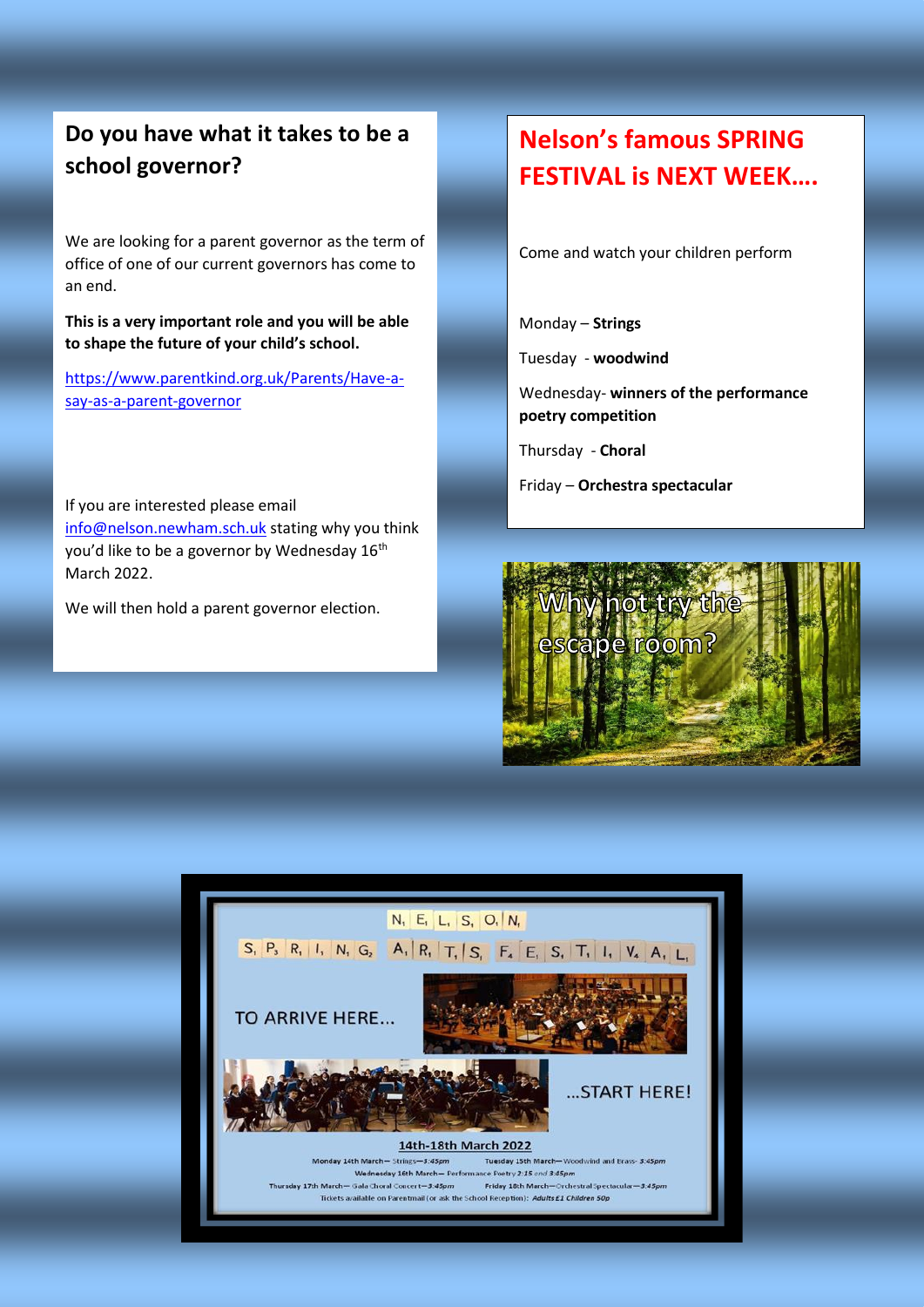## Do you have what it takes to be a school governor?

We are looking for a parent governor as the term of office of one of our current governors has come to an end.

**This is a very important role and you will be able to shape the future of your child's school.**

https://www.parentkind.org.uk/Parents/Have-a-say-as-a-parent-governor

If you are interested please email info@nelson.newham.sch.uk stating why you think you'd like to be a governor by Wednesday 16th March 2022.

We will then hold a parent governor election.

## Nelson's famous SPRING FESTIVAL is NEXT WEEK….

Come and watch your children perform

Monday – **Strings**

Tuesday - **woodwind**

Wednesday- **winners of the performance poetry competition**

Thursday - **Choral**

Friday – **Orchestra spectacular**

Why not try the escape room?

NELSON

SPRING ARTS FESTIVAL

TO ARRIVE HERE…

…START HERE!

**14th-18th March 2022**

Monday 14th March— Strings—3:45pm

Tuesday 15th March—Woodwind and Brass- 3:45pm

Wednesday 16th March— Performance Poetry 2:15 and 3:45pm

Thursday 17th March— Gala Choral Concert—3:45pm

Friday 18th March—Orchestral Spectacular—3:45pm

Tickets available on Parentmail (or ask the School Reception): *Adults £1 Children 50p*